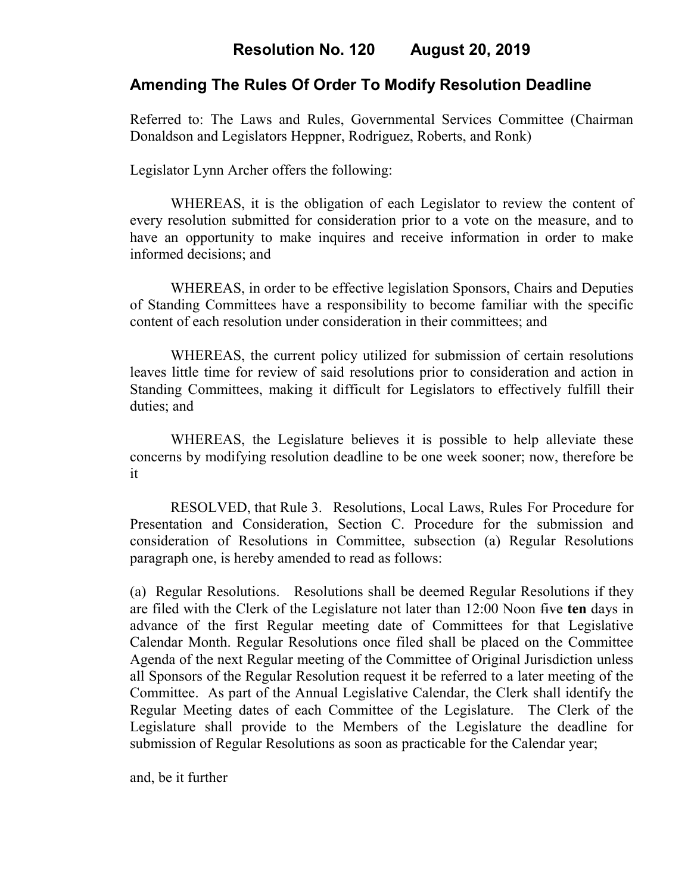# Resolution No. 120 August 20, 2019

## Amending The Rules Of Order To Modify Resolution Deadline

Referred to: The Laws and Rules, Governmental Services Committee (Chairman Donaldson and Legislators Heppner, Rodriguez, Roberts, and Ronk)

Legislator Lynn Archer offers the following:

WHEREAS, it is the obligation of each Legislator to review the content of every resolution submitted for consideration prior to a vote on the measure, and to have an opportunity to make inquires and receive information in order to make informed decisions; and

WHEREAS, in order to be effective legislation Sponsors, Chairs and Deputies of Standing Committees have a responsibility to become familiar with the specific content of each resolution under consideration in their committees; and

WHEREAS, the current policy utilized for submission of certain resolutions leaves little time for review of said resolutions prior to consideration and action in Standing Committees, making it difficult for Legislators to effectively fulfill their duties; and

WHEREAS, the Legislature believes it is possible to help alleviate these concerns by modifying resolution deadline to be one week sooner; now, therefore be it

RESOLVED, that Rule 3. Resolutions, Local Laws, Rules For Procedure for Presentation and Consideration, Section C. Procedure for the submission and consideration of Resolutions in Committee, subsection (a) Regular Resolutions paragraph one, is hereby amended to read as follows:

(a) Regular Resolutions. Resolutions shall be deemed Regular Resolutions if they are filed with the Clerk of the Legislature not later than 12:00 Noon ~~five~~ **ten** days in advance of the first Regular meeting date of Committees for that Legislative Calendar Month. Regular Resolutions once filed shall be placed on the Committee Agenda of the next Regular meeting of the Committee of Original Jurisdiction unless all Sponsors of the Regular Resolution request it be referred to a later meeting of the Committee. As part of the Annual Legislative Calendar, the Clerk shall identify the Regular Meeting dates of each Committee of the Legislature. The Clerk of the Legislature shall provide to the Members of the Legislature the deadline for submission of Regular Resolutions as soon as practicable for the Calendar year;

and, be it further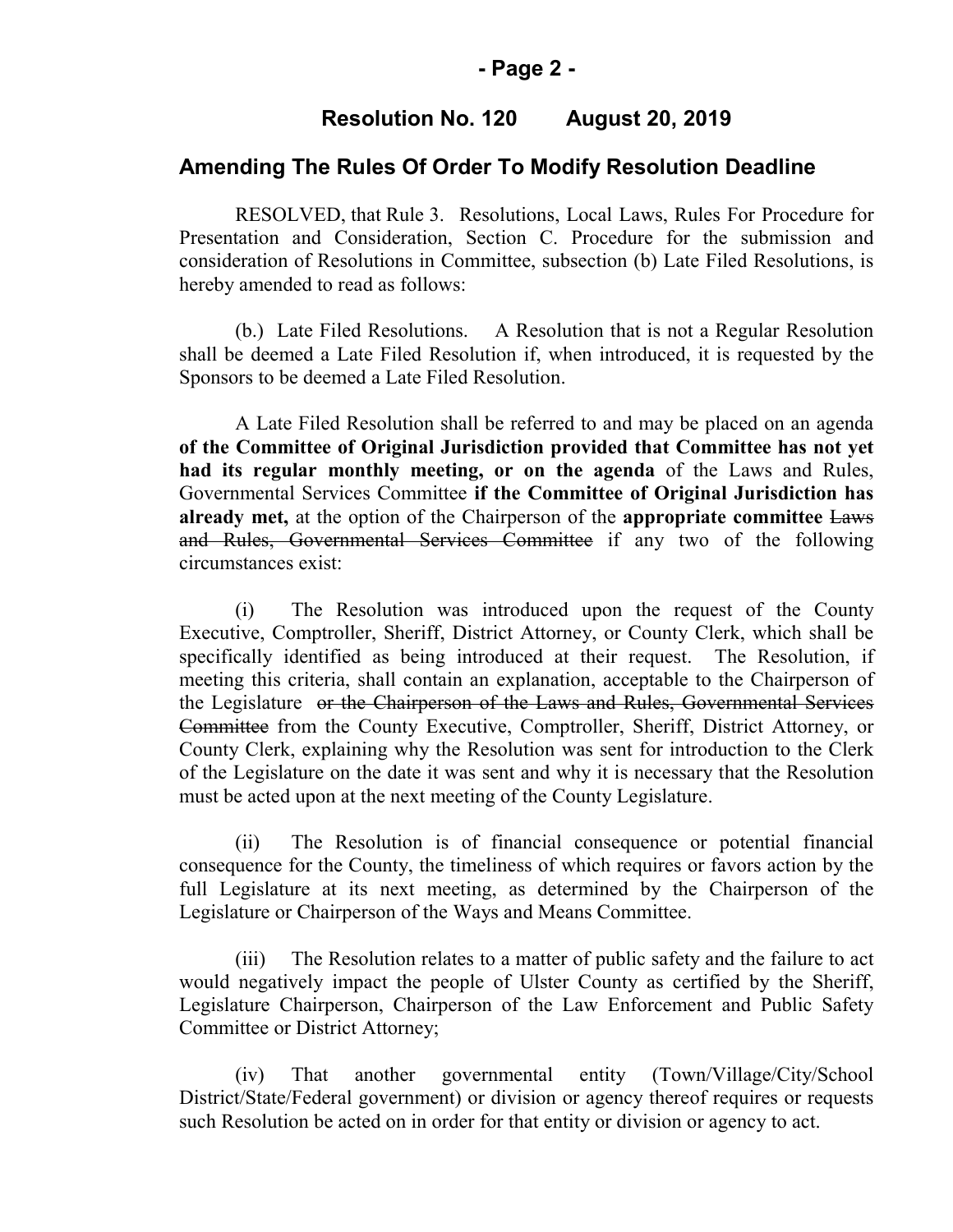## Resolution No. 120 August 20, 2019

## Amending The Rules Of Order To Modify Resolution Deadline

RESOLVED, that Rule 3. Resolutions, Local Laws, Rules For Procedure for Presentation and Consideration, Section C. Procedure for the submission and consideration of Resolutions in Committee, subsection (b) Late Filed Resolutions, is hereby amended to read as follows:

(b.) Late Filed Resolutions. A Resolution that is not a Regular Resolution shall be deemed a Late Filed Resolution if, when introduced, it is requested by the Sponsors to be deemed a Late Filed Resolution.

A Late Filed Resolution shall be referred to and may be placed on an agenda **of the Committee of Original Jurisdiction provided that Committee has not yet had its regular monthly meeting, or on the agenda** of the Laws and Rules, Governmental Services Committee **if the Committee of Original Jurisdiction has already met,** at the option of the Chairperson of the **appropriate committee** ~~Laws and Rules, Governmental Services Committee~~ if any two of the following circumstances exist:

(i) The Resolution was introduced upon the request of the County Executive, Comptroller, Sheriff, District Attorney, or County Clerk, which shall be specifically identified as being introduced at their request. The Resolution, if meeting this criteria, shall contain an explanation, acceptable to the Chairperson of the Legislature ~~or the Chairperson of the Laws and Rules, Governmental Services Committee~~ from the County Executive, Comptroller, Sheriff, District Attorney, or County Clerk, explaining why the Resolution was sent for introduction to the Clerk of the Legislature on the date it was sent and why it is necessary that the Resolution must be acted upon at the next meeting of the County Legislature.

(ii) The Resolution is of financial consequence or potential financial consequence for the County, the timeliness of which requires or favors action by the full Legislature at its next meeting, as determined by the Chairperson of the Legislature or Chairperson of the Ways and Means Committee.

(iii) The Resolution relates to a matter of public safety and the failure to act would negatively impact the people of Ulster County as certified by the Sheriff, Legislature Chairperson, Chairperson of the Law Enforcement and Public Safety Committee or District Attorney;

(iv) That another governmental entity (Town/Village/City/School District/State/Federal government) or division or agency thereof requires or requests such Resolution be acted on in order for that entity or division or agency to act.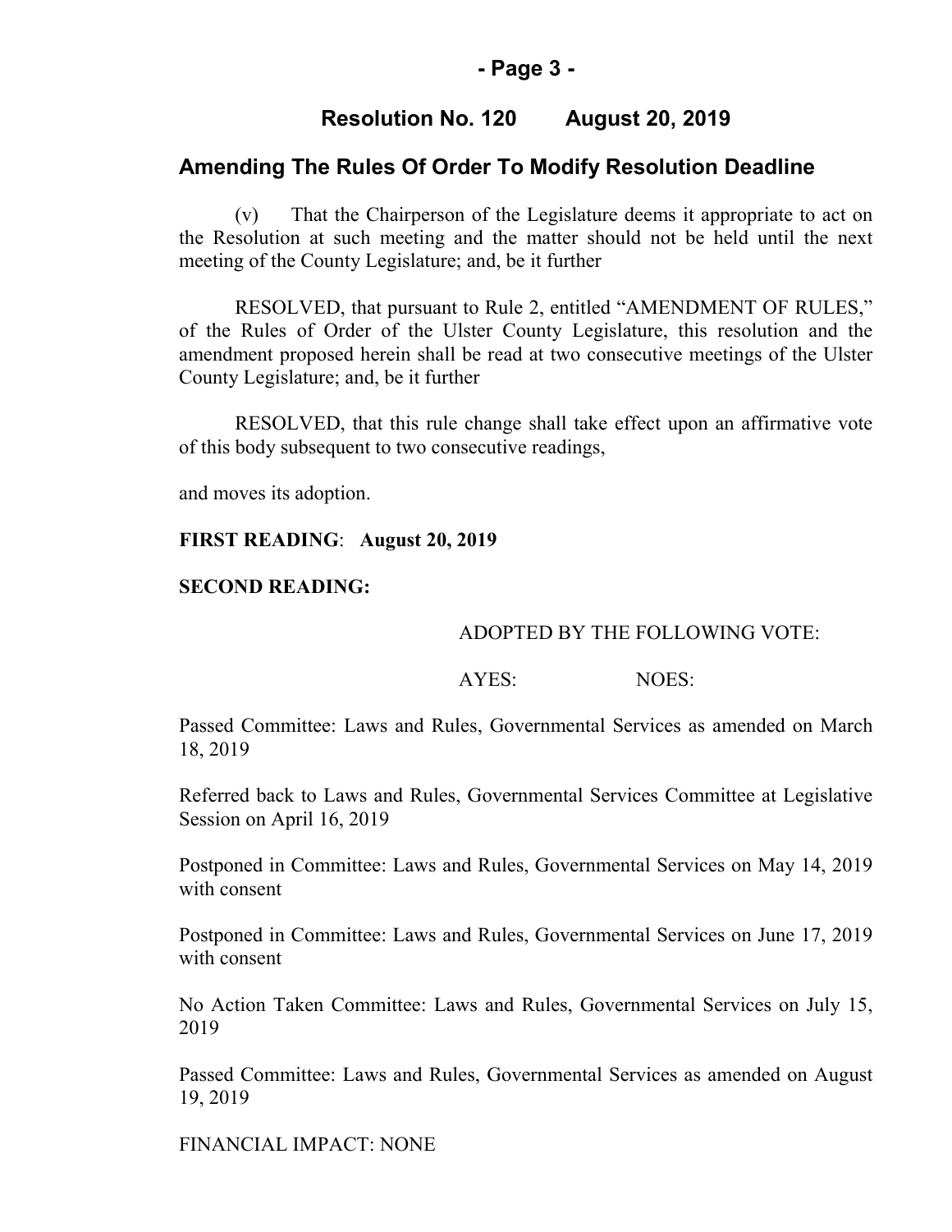## Resolution No. 120 August 20, 2019

## Amending The Rules Of Order To Modify Resolution Deadline

(v) That the Chairperson of the Legislature deems it appropriate to act on the Resolution at such meeting and the matter should not be held until the next meeting of the County Legislature; and, be it further

RESOLVED, that pursuant to Rule 2, entitled "AMENDMENT OF RULES," of the Rules of Order of the Ulster County Legislature, this resolution and the amendment proposed herein shall be read at two consecutive meetings of the Ulster County Legislature; and, be it further

RESOLVED, that this rule change shall take effect upon an affirmative vote of this body subsequent to two consecutive readings,

and moves its adoption.

**FIRST READING**: **August 20, 2019**

**SECOND READING:**

ADOPTED BY THE FOLLOWING VOTE:

AYES: NOES:

Passed Committee: Laws and Rules, Governmental Services as amended on March 18, 2019

Referred back to Laws and Rules, Governmental Services Committee at Legislative Session on April 16, 2019

Postponed in Committee: Laws and Rules, Governmental Services on May 14, 2019 with consent

Postponed in Committee: Laws and Rules, Governmental Services on June 17, 2019 with consent

No Action Taken Committee: Laws and Rules, Governmental Services on July 15, 2019

Passed Committee: Laws and Rules, Governmental Services as amended on August 19, 2019

FINANCIAL IMPACT: NONE